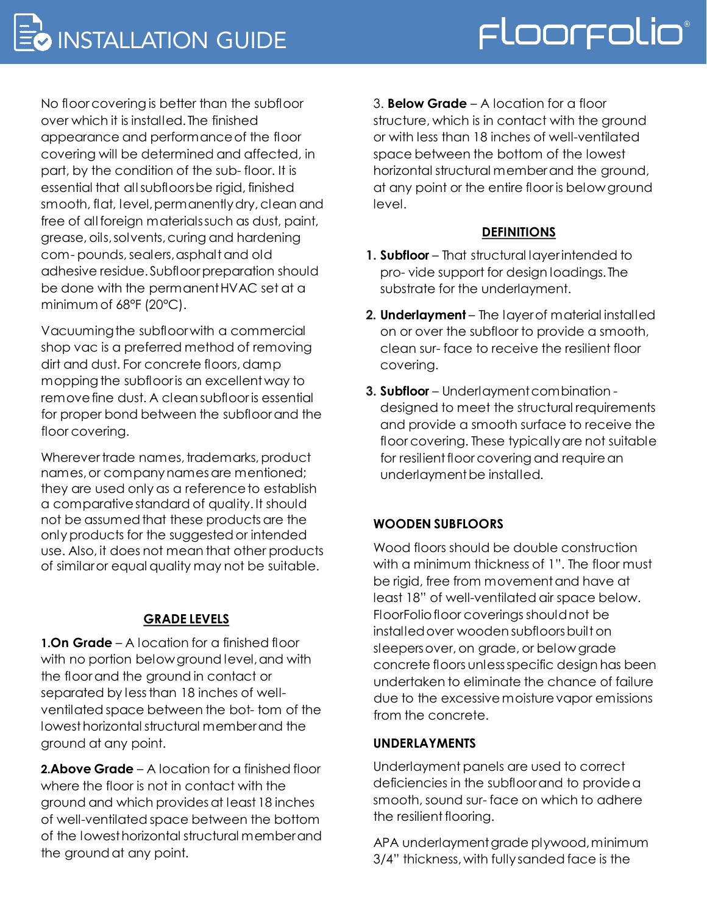# INSTALLATION GUIDE

No floor covering is better than the subfloor over which it is installed. The finished appearance and performance of the floor covering will be determined and affected, in part, by the condition of the sub- floor. It is essential that all subfloors be rigid, finished smooth, flat, level, permanently dry, clean and free of all foreign materials such as dust, paint, grease, oils, solvents, curing and hardening com- pounds, sealers, asphalt and old adhesive residue. Subfloor preparation should be done with the permanent HVAC set at a minimum of 68°F (20°C).

Vacuuming the subfloor with a commercial shop vac is a preferred method of removing dirt and dust. For concrete floors, damp mopping the subfloor is an excellent way to remove fine dust. A clean subfloor is essential for proper bond between the subfloor and the floor covering.

Wherever trade names, trademarks, product names, or company names are mentioned; they are used only as a reference to establish a comparative standard of quality. It should not be assumed that these products are the only products for the suggested or intended use. Also, it does not mean that other products of similar or equal quality may not be suitable.

## GRADE LEVELS

**1. On Grade** – A location for a finished floor with no portion below ground level, and with the floor and the ground in contact or separated by less than 18 inches of well-ventilated space between the bot- tom of the lowest horizontal structural member and the ground at any point.

**2. Above Grade** – A location for a finished floor where the floor is not in contact with the ground and which provides at least 18 inches of well-ventilated space between the bottom of the lowest horizontal structural member and the ground at any point.

3. **Below Grade** – A location for a floor structure, which is in contact with the ground or with less than 18 inches of well-ventilated space between the bottom of the lowest horizontal structural member and the ground, at any point or the entire floor is below ground level.

## DEFINITIONS

1. **Subfloor** – That structural layer intended to pro- vide support for design loadings. The substrate for the underlayment.
2. **Underlayment** – The layer of material installed on or over the subfloor to provide a smooth, clean sur- face to receive the resilient floor covering.
3. **Subfloor** – Underlayment combination - designed to meet the structural requirements and provide a smooth surface to receive the floor covering. These typically are not suitable for resilient floor covering and require an underlayment be installed.

## WOODEN SUBFLOORS

Wood floors should be double construction with a minimum thickness of 1". The floor must be rigid, free from movement and have at least 18" of well-ventilated air space below. FloorFolio floor coverings should not be installed over wooden subfloors built on sleepers over, on grade, or below grade concrete floors unless specific design has been undertaken to eliminate the chance of failure due to the excessive moisture vapor emissions from the concrete.

## UNDERLAYMENTS

Underlayment panels are used to correct deficiencies in the subfloor and to provide a smooth, sound sur- face on which to adhere the resilient flooring.

APA underlayment grade plywood, minimum 3/4" thickness, with fully sanded face is the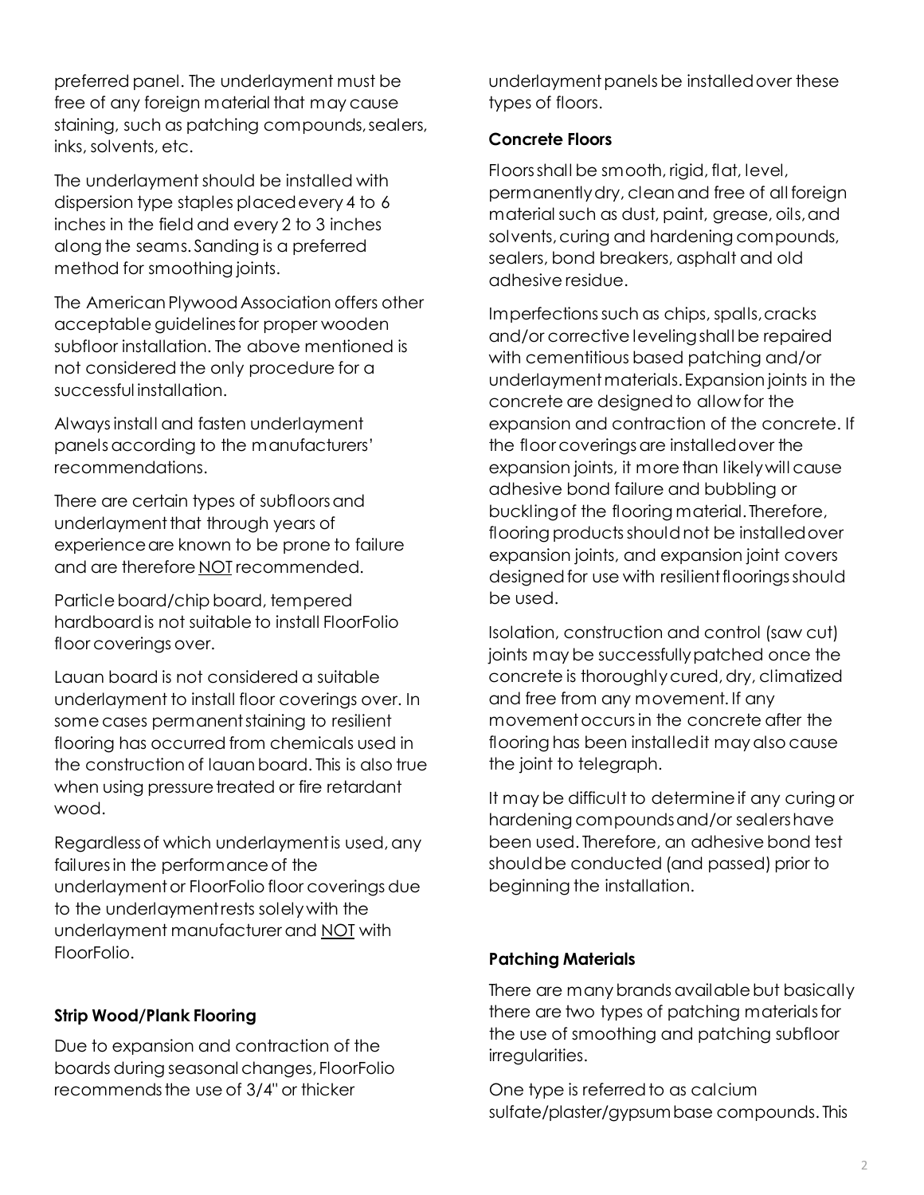preferred panel. The underlayment must be free of any foreign material that may cause staining, such as patching compounds, sealers, inks, solvents, etc.

The underlayment should be installed with dispersion type staples placed every 4 to 6 inches in the field and every 2 to 3 inches along the seams. Sanding is a preferred method for smoothing joints.

The American Plywood Association offers other acceptable guidelines for proper wooden subfloor installation. The above mentioned is not considered the only procedure for a successful installation.

Always install and fasten underlayment panels according to the manufacturers' recommendations.

There are certain types of subfloors and underlayment that through years of experience are known to be prone to failure and are therefore <u>NOT</u> recommended.

Particle board/chip board, tempered hardboard is not suitable to install FloorFolio floor coverings over.

Lauan board is not considered a suitable underlayment to install floor coverings over. In some cases permanent staining to resilient flooring has occurred from chemicals used in the construction of lauan board. This is also true when using pressure treated or fire retardant wood.

Regardless of which underlayment is used, any failures in the performance of the underlayment or FloorFolio floor coverings due to the underlayment rests solely with the underlayment manufacturer and <u>NOT</u> with FloorFolio.

**Strip Wood/Plank Flooring**

Due to expansion and contraction of the boards during seasonal changes, FloorFolio recommends the use of 3/4" or thicker underlayment panels be installed over these types of floors.

**Concrete Floors**

Floors shall be smooth, rigid, flat, level, permanently dry, clean and free of all foreign material such as dust, paint, grease, oils, and solvents, curing and hardening compounds, sealers, bond breakers, asphalt and old adhesive residue.

Imperfections such as chips, spalls, cracks and/or corrective leveling shall be repaired with cementitious based patching and/or underlayment materials. Expansion joints in the concrete are designed to allow for the expansion and contraction of the concrete. If the floor coverings are installed over the expansion joints, it more than likely will cause adhesive bond failure and bubbling or buckling of the flooring material. Therefore, flooring products should not be installed over expansion joints, and expansion joint covers designed for use with resilient floorings should be used.

Isolation, construction and control (saw cut) joints may be successfully patched once the concrete is thoroughly cured, dry, climatized and free from any movement. If any movement occurs in the concrete after the flooring has been installed it may also cause the joint to telegraph.

It may be difficult to determine if any curing or hardening compounds and/or sealers have been used. Therefore, an adhesive bond test should be conducted (and passed) prior to beginning the installation.

**Patching Materials**

There are many brands available but basically there are two types of patching materials for the use of smoothing and patching subfloor irregularities.

One type is referred to as calcium sulfate/plaster/gypsum base compounds. This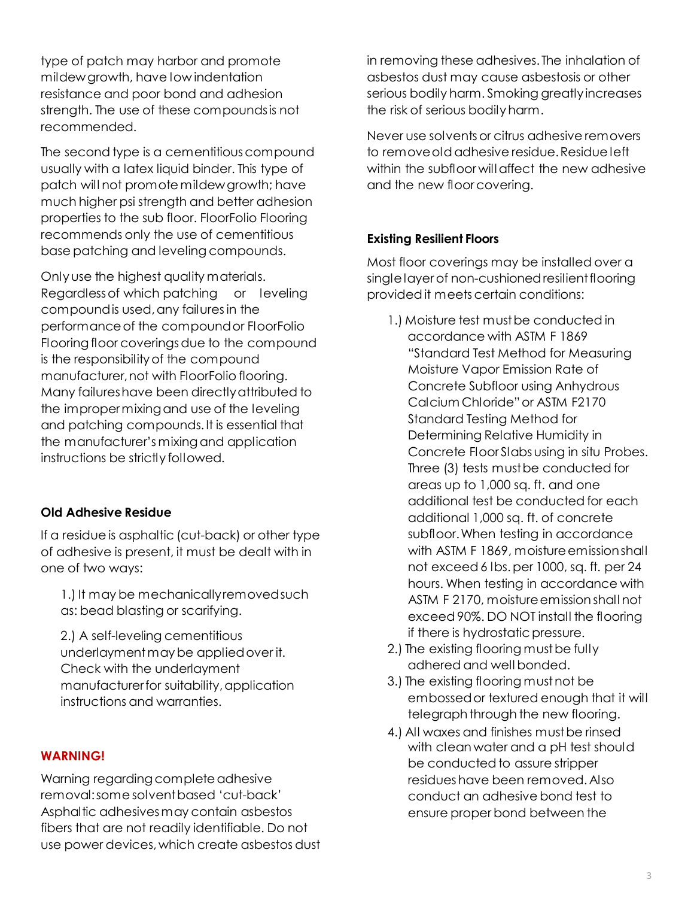type of patch may harbor and promote mildew growth, have low indentation resistance and poor bond and adhesion strength. The use of these compounds is not recommended.

The second type is a cementitious compound usually with a latex liquid binder. This type of patch will not promote mildew growth; have much higher psi strength and better adhesion properties to the sub floor. FloorFolio Flooring recommends only the use of cementitious base patching and leveling compounds.

Only use the highest quality materials. Regardless of which patching or leveling compound is used, any failures in the performance of the compound or FloorFolio Flooring floor coverings due to the compound is the responsibility of the compound manufacturer, not with FloorFolio flooring. Many failures have been directly attributed to the improper mixing and use of the leveling and patching compounds. It is essential that the manufacturer's mixing and application instructions be strictly followed.

**Old Adhesive Residue**

If a residue is asphaltic (cut-back) or other type of adhesive is present, it must be dealt with in one of two ways:

1.) It may be mechanically removed such as: bead blasting or scarifying.

2.) A self-leveling cementitious underlayment may be applied over it. Check with the underlayment manufacturer for suitability, application instructions and warranties.

**WARNING!**

Warning regarding complete adhesive removal: some solvent based 'cut-back' Asphaltic adhesives may contain asbestos fibers that are not readily identifiable. Do not use power devices, which create asbestos dust in removing these adhesives. The inhalation of asbestos dust may cause asbestosis or other serious bodily harm. Smoking greatly increases the risk of serious bodily harm.

Never use solvents or citrus adhesive removers to remove old adhesive residue. Residue left within the subfloor will affect the new adhesive and the new floor covering.

**Existing Resilient Floors**

Most floor coverings may be installed over a single layer of non-cushioned resilient flooring provided it meets certain conditions:

1.) Moisture test must be conducted in accordance with ASTM F 1869 "Standard Test Method for Measuring Moisture Vapor Emission Rate of Concrete Subfloor using Anhydrous Calcium Chloride" or ASTM F2170 Standard Testing Method for Determining Relative Humidity in Concrete Floor Slabs using in situ Probes. Three (3) tests must be conducted for areas up to 1,000 sq. ft. and one additional test be conducted for each additional 1,000 sq. ft. of concrete subfloor. When testing in accordance with ASTM F 1869, moisture emission shall not exceed 6 lbs. per 1000, sq. ft. per 24 hours. When testing in accordance with ASTM F 2170, moisture emission shall not exceed 90%. DO NOT install the flooring if there is hydrostatic pressure.

2.) The existing flooring must be fully adhered and well bonded.

3.) The existing flooring must not be embossed or textured enough that it will telegraph through the new flooring.

4.) All waxes and finishes must be rinsed with clean water and a pH test should be conducted to assure stripper residues have been removed. Also conduct an adhesive bond test to ensure proper bond between the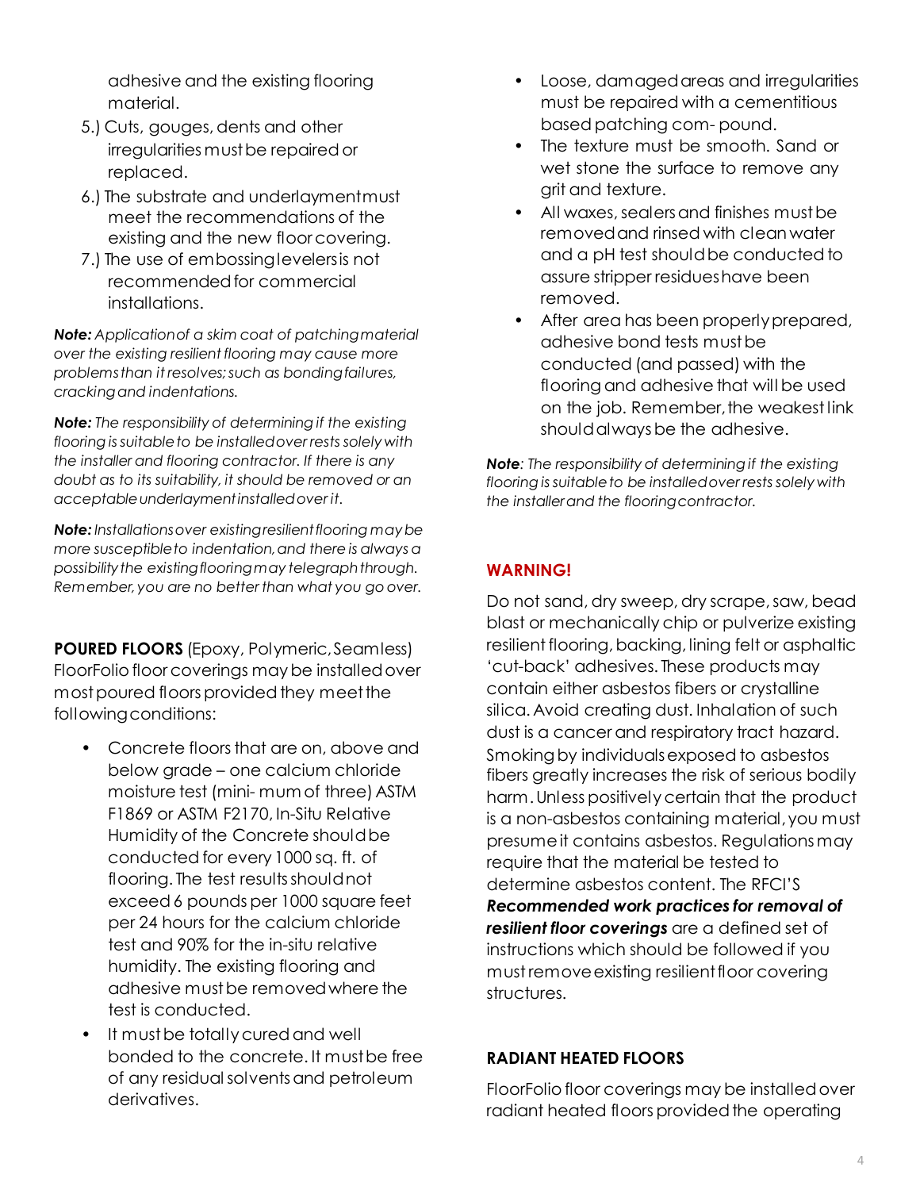adhesive and the existing flooring material.

5.) Cuts, gouges, dents and other irregularities must be repaired or replaced.

6.) The substrate and underlayment must meet the recommendations of the existing and the new floor covering.

7.) The use of embossing levelers is not recommended for commercial installations.

***Note:*** *Application of a skim coat of patching material over the existing resilient flooring may cause more problems than it resolves; such as bonding failures, cracking and indentations.*

***Note:*** *The responsibility of determining if the existing flooring is suitable to be installed over rests solely with the installer and flooring contractor. If there is any doubt as to its suitability, it should be removed or an acceptable underlayment installed over it.*

***Note:*** *Installations over existing resilient flooring may be more susceptible to indentation, and there is always a possibility the existing flooring may telegraph through. Remember, you are no better than what you go over.*

**POURED FLOORS** (Epoxy, Polymeric, Seamless) FloorFolio floor coverings may be installed over most poured floors provided they meet the following conditions:

- Concrete floors that are on, above and below grade – one calcium chloride moisture test (mini- mum of three) ASTM F1869 or ASTM F2170, In-Situ Relative Humidity of the Concrete should be conducted for every 1000 sq. ft. of flooring. The test results should not exceed 6 pounds per 1000 square feet per 24 hours for the calcium chloride test and 90% for the in-situ relative humidity. The existing flooring and adhesive must be removed where the test is conducted.
- It must be totally cured and well bonded to the concrete. It must be free of any residual solvents and petroleum derivatives.
- Loose, damaged areas and irregularities must be repaired with a cementitious based patching com- pound.
- The texture must be smooth. Sand or wet stone the surface to remove any grit and texture.
- All waxes, sealers and finishes must be removed and rinsed with clean water and a pH test should be conducted to assure stripper residues have been removed.
- After area has been properly prepared, adhesive bond tests must be conducted (and passed) with the flooring and adhesive that will be used on the job. Remember, the weakest link should always be the adhesive.

***Note****: The responsibility of determining if the existing flooring is suitable to be installed over rests solely with the installer and the flooring contractor.*

**WARNING!**

Do not sand, dry sweep, dry scrape, saw, bead blast or mechanically chip or pulverize existing resilient flooring, backing, lining felt or asphaltic 'cut-back' adhesives. These products may contain either asbestos fibers or crystalline silica. Avoid creating dust. Inhalation of such dust is a cancer and respiratory tract hazard. Smoking by individuals exposed to asbestos fibers greatly increases the risk of serious bodily harm. Unless positively certain that the product is a non-asbestos containing material, you must presume it contains asbestos. Regulations may require that the material be tested to determine asbestos content. The RFCI'S ***Recommended work practices for removal of resilient floor coverings*** are a defined set of instructions which should be followed if you must remove existing resilient floor covering structures.

**RADIANT HEATED FLOORS**

FloorFolio floor coverings may be installed over radiant heated floors provided the operating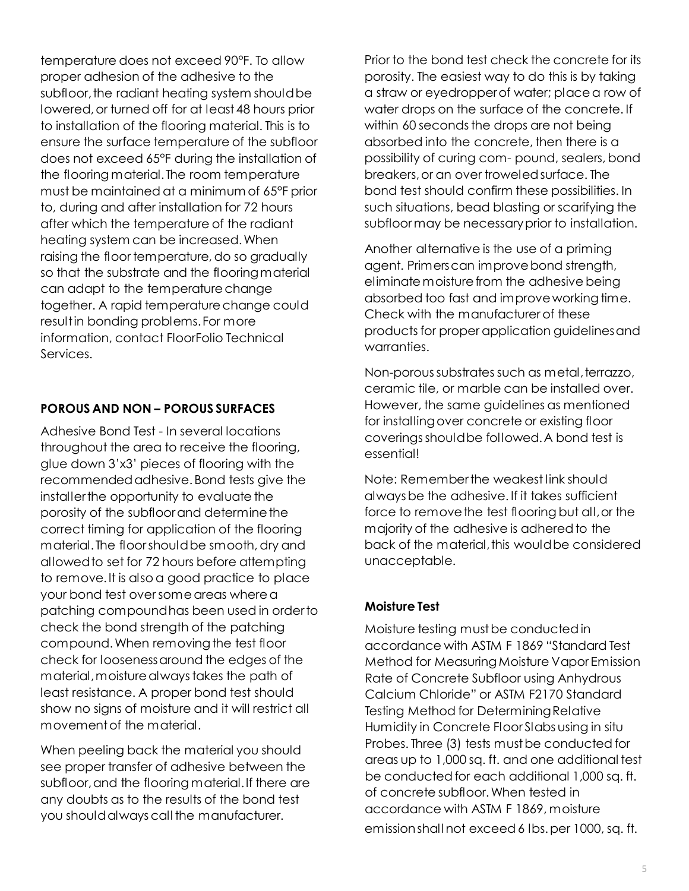temperature does not exceed 90°F. To allow proper adhesion of the adhesive to the subfloor, the radiant heating system should be lowered, or turned off for at least 48 hours prior to installation of the flooring material. This is to ensure the surface temperature of the subfloor does not exceed 65°F during the installation of the flooring material. The room temperature must be maintained at a minimum of 65°F prior to, during and after installation for 72 hours after which the temperature of the radiant heating system can be increased. When raising the floor temperature, do so gradually so that the substrate and the flooring material can adapt to the temperature change together. A rapid temperature change could result in bonding problems. For more information, contact FloorFolio Technical Services.

**POROUS AND NON – POROUS SURFACES**

Adhesive Bond Test - In several locations throughout the area to receive the flooring, glue down 3'x3' pieces of flooring with the recommended adhesive. Bond tests give the installer the opportunity to evaluate the porosity of the subfloor and determine the correct timing for application of the flooring material. The floor should be smooth, dry and allowed to set for 72 hours before attempting to remove. It is also a good practice to place your bond test over some areas where a patching compound has been used in order to check the bond strength of the patching compound. When removing the test floor check for looseness around the edges of the material, moisture always takes the path of least resistance. A proper bond test should show no signs of moisture and it will restrict all movement of the material.

When peeling back the material you should see proper transfer of adhesive between the subfloor, and the flooring material. If there are any doubts as to the results of the bond test you should always call the manufacturer.

Prior to the bond test check the concrete for its porosity. The easiest way to do this is by taking a straw or eyedropper of water; place a row of water drops on the surface of the concrete. If within 60 seconds the drops are not being absorbed into the concrete, then there is a possibility of curing com- pound, sealers, bond breakers, or an over troweled surface. The bond test should confirm these possibilities. In such situations, bead blasting or scarifying the subfloor may be necessary prior to installation.

Another alternative is the use of a priming agent. Primers can improve bond strength, eliminate moisture from the adhesive being absorbed too fast and improve working time. Check with the manufacturer of these products for proper application guidelines and warranties.

Non-porous substrates such as metal, terrazzo, ceramic tile, or marble can be installed over. However, the same guidelines as mentioned for installing over concrete or existing floor coverings should be followed. A bond test is essential!

Note: Remember the weakest link should always be the adhesive. If it takes sufficient force to remove the test flooring but all, or the majority of the adhesive is adhered to the back of the material, this would be considered unacceptable.

**Moisture Test**

Moisture testing must be conducted in accordance with ASTM F 1869 "Standard Test Method for Measuring Moisture Vapor Emission Rate of Concrete Subfloor using Anhydrous Calcium Chloride" or ASTM F2170 Standard Testing Method for Determining Relative Humidity in Concrete Floor Slabs using in situ Probes. Three (3) tests must be conducted for areas up to 1,000 sq. ft. and one additional test be conducted for each additional 1,000 sq. ft. of concrete subfloor. When tested in accordance with ASTM F 1869, moisture emission shall not exceed 6 lbs. per 1000, sq. ft.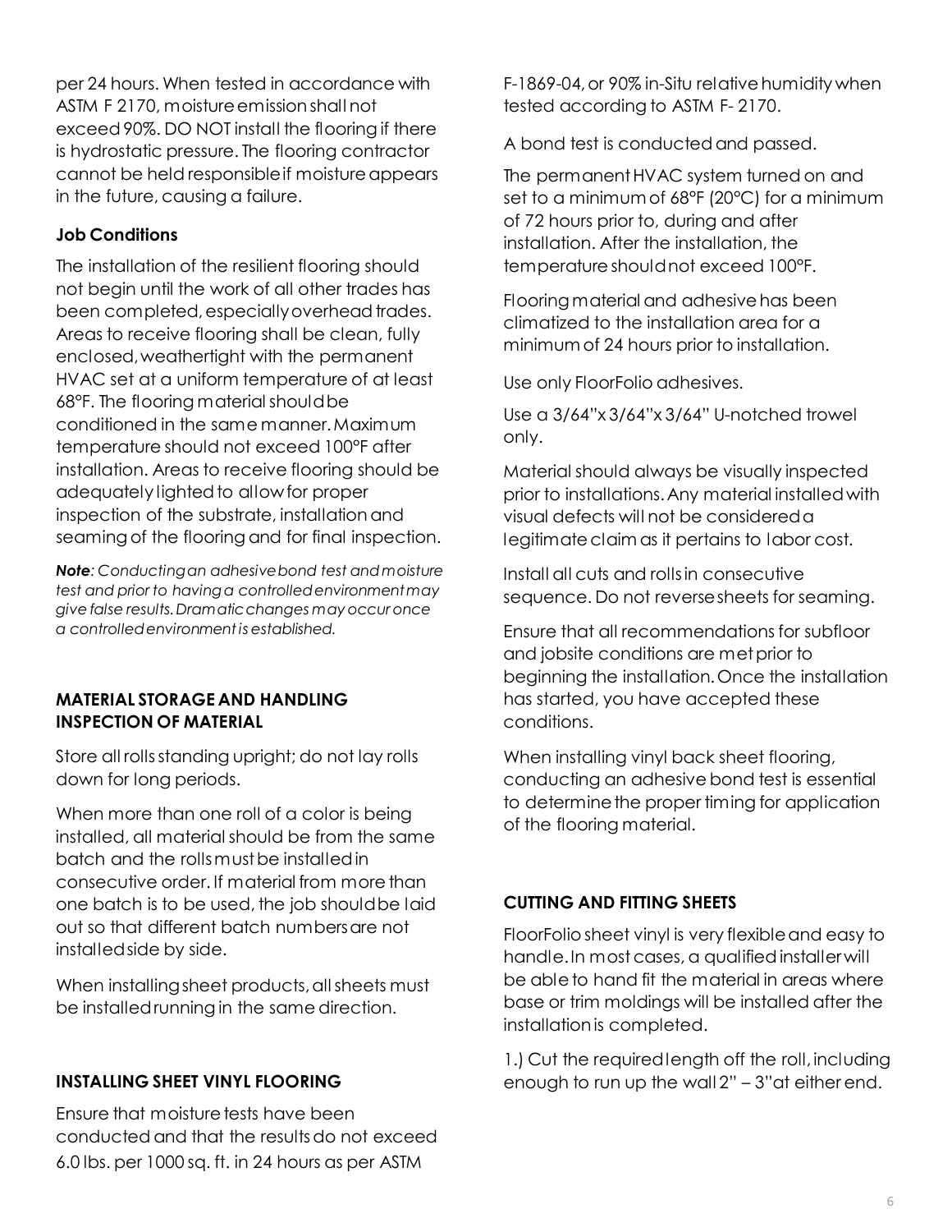per 24 hours. When tested in accordance with ASTM F 2170, moisture emission shall not exceed 90%. DO NOT install the flooring if there is hydrostatic pressure. The flooring contractor cannot be held responsible if moisture appears in the future, causing a failure.

**Job Conditions**

The installation of the resilient flooring should not begin until the work of all other trades has been completed, especially overhead trades. Areas to receive flooring shall be clean, fully enclosed, weathertight with the permanent HVAC set at a uniform temperature of at least 68°F. The flooring material should be conditioned in the same manner. Maximum temperature should not exceed 100°F after installation. Areas to receive flooring should be adequately lighted to allow for proper inspection of the substrate, installation and seaming of the flooring and for final inspection.

***Note**: Conducting an adhesive bond test and moisture test and prior to having a controlled environment may give false results. Dramatic changes may occur once a controlled environment is established.*

## MATERIAL STORAGE AND HANDLING INSPECTION OF MATERIAL

Store all rolls standing upright; do not lay rolls down for long periods.

When more than one roll of a color is being installed, all material should be from the same batch and the rolls must be installed in consecutive order. If material from more than one batch is to be used, the job should be laid out so that different batch numbers are not installed side by side.

When installing sheet products, all sheets must be installed running in the same direction.

## INSTALLING SHEET VINYL FLOORING

Ensure that moisture tests have been conducted and that the results do not exceed 6.0 lbs. per 1000 sq. ft. in 24 hours as per ASTM F-1869-04, or 90% in-Situ relative humidity when tested according to ASTM F- 2170.

A bond test is conducted and passed.

The permanent HVAC system turned on and set to a minimum of 68°F (20°C) for a minimum of 72 hours prior to, during and after installation. After the installation, the temperature should not exceed 100°F.

Flooring material and adhesive has been climatized to the installation area for a minimum of 24 hours prior to installation.

Use only FloorFolio adhesives.

Use a 3/64"x 3/64"x 3/64" U-notched trowel only.

Material should always be visually inspected prior to installations. Any material installed with visual defects will not be considered a legitimate claim as it pertains to labor cost.

Install all cuts and rolls in consecutive sequence. Do not reverse sheets for seaming.

Ensure that all recommendations for subfloor and jobsite conditions are met prior to beginning the installation. Once the installation has started, you have accepted these conditions.

When installing vinyl back sheet flooring, conducting an adhesive bond test is essential to determine the proper timing for application of the flooring material.

## CUTTING AND FITTING SHEETS

FloorFolio sheet vinyl is very flexible and easy to handle. In most cases, a qualified installer will be able to hand fit the material in areas where base or trim moldings will be installed after the installation is completed.

1.) Cut the required length off the roll, including enough to run up the wall 2" – 3" at either end.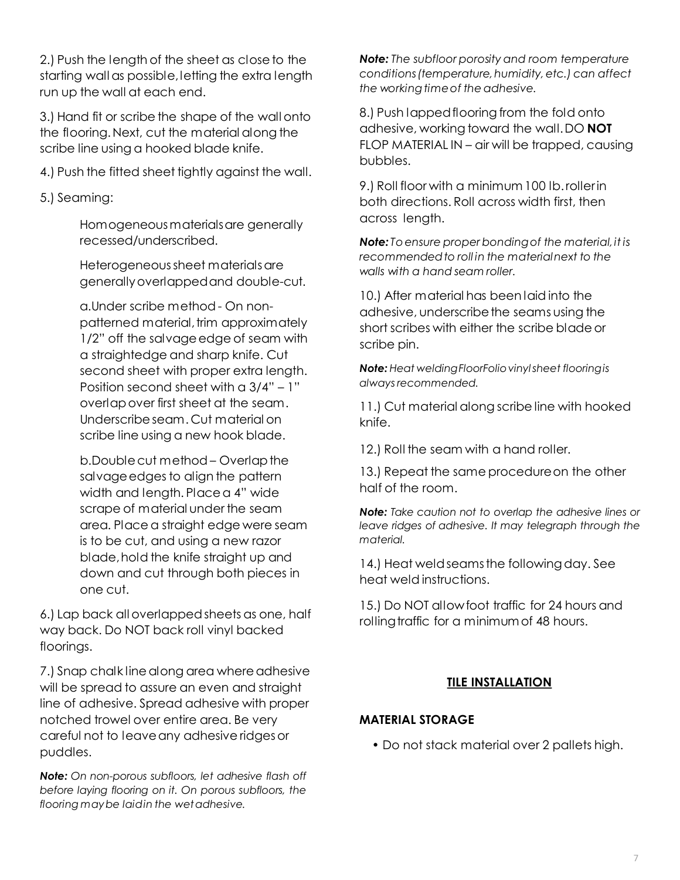2.) Push the length of the sheet as close to the starting wall as possible, letting the extra length run up the wall at each end.

3.) Hand fit or scribe the shape of the wall onto the flooring. Next, cut the material along the scribe line using a hooked blade knife.

4.) Push the fitted sheet tightly against the wall.

5.) Seaming:

> Homogeneous materials are generally recessed/underscribed.
>
> Heterogeneous sheet materials are generally overlapped and double-cut.
>
> a.Under scribe method - On non-patterned material, trim approximately 1/2" off the salvage edge of seam with a straightedge and sharp knife. Cut second sheet with proper extra length. Position second sheet with a 3/4" – 1" overlap over first sheet at the seam. Underscribe seam. Cut material on scribe line using a new hook blade.
>
> b.Double cut method – Overlap the salvage edges to align the pattern width and length. Place a 4" wide scrape of material under the seam area. Place a straight edge were seam is to be cut, and using a new razor blade, hold the knife straight up and down and cut through both pieces in one cut.

6.) Lap back all overlapped sheets as one, half way back. Do NOT back roll vinyl backed floorings.

7.) Snap chalk line along area where adhesive will be spread to assure an even and straight line of adhesive. Spread adhesive with proper notched trowel over entire area. Be very careful not to leave any adhesive ridges or puddles.

***Note:*** *On non-porous subfloors, let adhesive flash off before laying flooring on it. On porous subfloors, the flooring may be laid in the wet adhesive.*

***Note:*** *The subfloor porosity and room temperature conditions (temperature, humidity, etc.) can affect the working time of the adhesive.*

8.) Push lapped flooring from the fold onto adhesive, working toward the wall. DO **NOT** FLOP MATERIAL IN – air will be trapped, causing bubbles.

9.) Roll floor with a minimum 100 lb. roller in both directions. Roll across width first, then across length.

***Note:*** *To ensure proper bonding of the material, it is recommended to roll in the material next to the walls with a hand seam roller.*

10.) After material has been laid into the adhesive, underscribe the seams using the short scribes with either the scribe blade or scribe pin.

***Note:*** *Heat welding FloorFolio vinyl sheet flooring is always recommended.*

11.) Cut material along scribe line with hooked knife.

12.) Roll the seam with a hand roller.

13.) Repeat the same procedure on the other half of the room.

***Note:*** *Take caution not to overlap the adhesive lines or leave ridges of adhesive. It may telegraph through the material.*

14.) Heat weld seams the following day. See heat weld instructions.

15.) Do NOT allow foot traffic for 24 hours and rolling traffic for a minimum of 48 hours.

## TILE INSTALLATION

### MATERIAL STORAGE

- Do not stack material over 2 pallets high.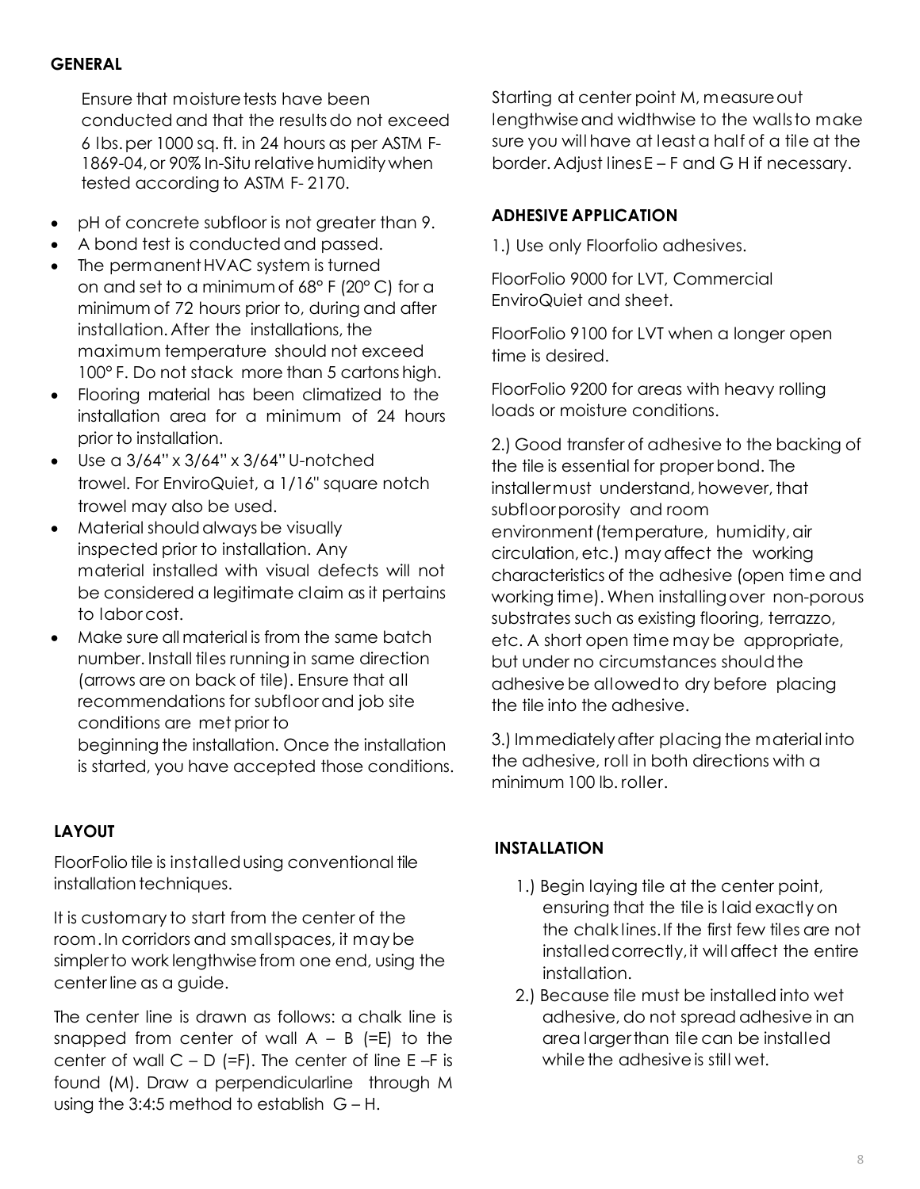## GENERAL

Ensure that moisture tests have been conducted and that the results do not exceed 6 lbs. per 1000 sq. ft. in 24 hours as per ASTM F-1869-04, or 90% In-Situ relative humidity when tested according to ASTM F- 2170.

- pH of concrete subfloor is not greater than 9.
- A bond test is conducted and passed.
- The permanent HVAC system is turned on and set to a minimum of 68° F (20° C) for a minimum of 72 hours prior to, during and after installation. After the installations, the maximum temperature should not exceed 100° F. Do not stack more than 5 cartons high.
- Flooring material has been climatized to the installation area for a minimum of 24 hours prior to installation.
- Use a 3/64" x 3/64" x 3/64" U-notched trowel. For EnviroQuiet, a 1/16" square notch trowel may also be used.
- Material should always be visually inspected prior to installation. Any material installed with visual defects will not be considered a legitimate claim as it pertains to labor cost.
- Make sure all material is from the same batch number. Install tiles running in same direction (arrows are on back of tile). Ensure that all recommendations for subfloor and job site conditions are met prior to beginning the installation. Once the installation is started, you have accepted those conditions.

## LAYOUT

FloorFolio tile is installed using conventional tile installation techniques.

It is customary to start from the center of the room. In corridors and small spaces, it may be simpler to work lengthwise from one end, using the center line as a guide.

The center line is drawn as follows: a chalk line is snapped from center of wall A – B (=E) to the center of wall C – D (=F). The center of line E –F is found (M). Draw a perpendicular line through M using the 3:4:5 method to establish G – H.

Starting at center point M, measure out lengthwise and widthwise to the walls to make sure you will have at least a half of a tile at the border. Adjust lines E – F and G H if necessary.

## ADHESIVE APPLICATION

1.) Use only Floorfolio adhesives.

FloorFolio 9000 for LVT, Commercial EnviroQuiet and sheet.

FloorFolio 9100 for LVT when a longer open time is desired.

FloorFolio 9200 for areas with heavy rolling loads or moisture conditions.

2.) Good transfer of adhesive to the backing of the tile is essential for proper bond. The installer must understand, however, that subfloor porosity and room environment (temperature, humidity, air circulation, etc.) may affect the working characteristics of the adhesive (open time and working time). When installing over non-porous substrates such as existing flooring, terrazzo, etc. A short open time may be appropriate, but under no circumstances should the adhesive be allowed to dry before placing the tile into the adhesive.

3.) Immediately after placing the material into the adhesive, roll in both directions with a minimum 100 lb. roller.

## INSTALLATION

1.) Begin laying tile at the center point, ensuring that the tile is laid exactly on the chalk lines. If the first few tiles are not installed correctly, it will affect the entire installation.

2.) Because tile must be installed into wet adhesive, do not spread adhesive in an area larger than tile can be installed while the adhesive is still wet.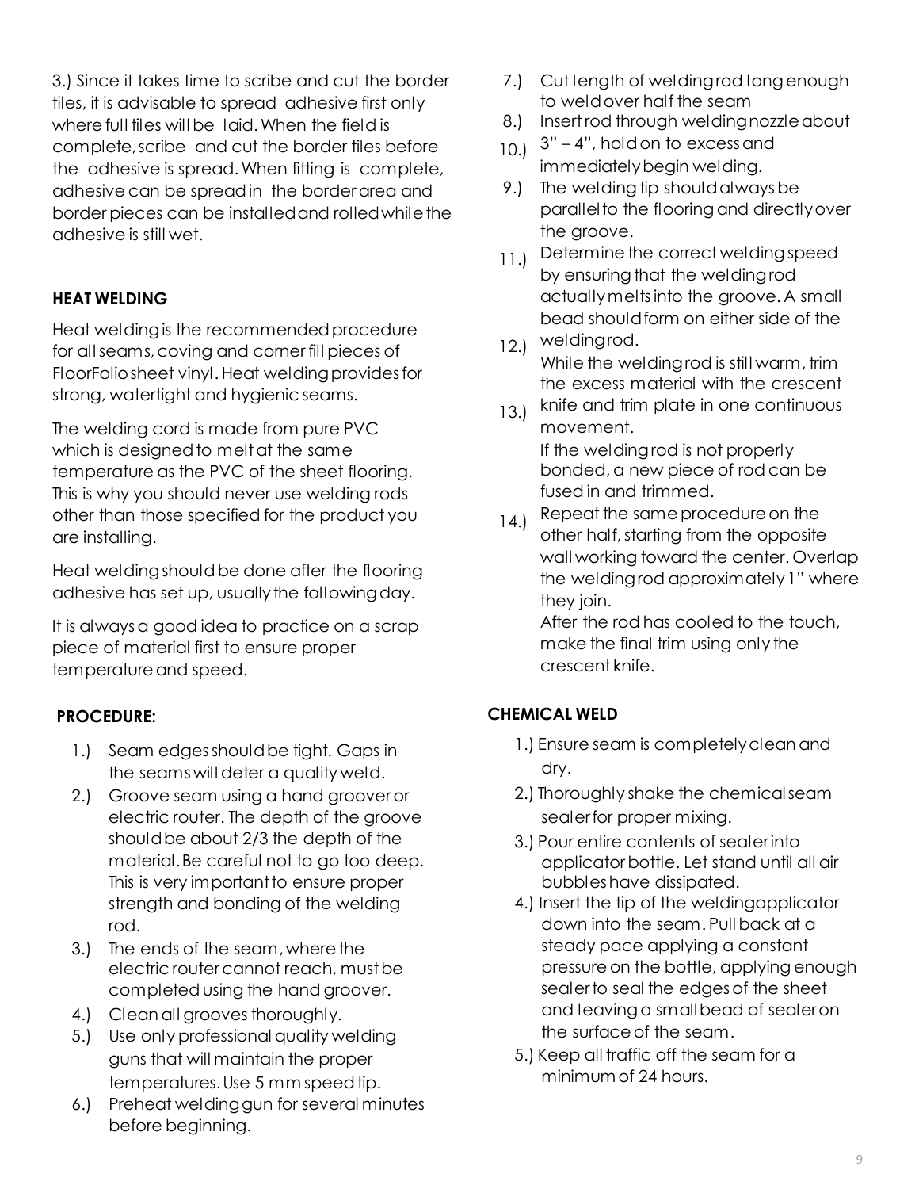3.) Since it takes time to scribe and cut the border tiles, it is advisable to spread adhesive first only where full tiles will be laid. When the field is complete, scribe and cut the border tiles before the adhesive is spread. When fitting is complete, adhesive can be spread in the border area and border pieces can be installed and rolled while the adhesive is still wet.

**HEAT WELDING**

Heat welding is the recommended procedure for all seams, coving and corner fill pieces of FloorFolio sheet vinyl. Heat welding provides for strong, watertight and hygienic seams.

The welding cord is made from pure PVC which is designed to melt at the same temperature as the PVC of the sheet flooring. This is why you should never use welding rods other than those specified for the product you are installing.

Heat welding should be done after the flooring adhesive has set up, usually the following day.

It is always a good idea to practice on a scrap piece of material first to ensure proper temperature and speed.

**PROCEDURE:**

1.) Seam edges should be tight. Gaps in the seams will deter a quality weld.

2.) Groove seam using a hand groover or electric router. The depth of the groove should be about 2/3 the depth of the material. Be careful not to go too deep. This is very important to ensure proper strength and bonding of the welding rod.

3.) The ends of the seam, where the electric router cannot reach, must be completed using the hand groover.

4.) Clean all grooves thoroughly.

5.) Use only professional quality welding guns that will maintain the proper temperatures. Use 5 mm speed tip.

6.) Preheat welding gun for several minutes before beginning.

7.) Cut length of welding rod long enough to weld over half the seam

8.) Insert rod through welding nozzle about

10.) 3" – 4", hold on to excess and immediately begin welding.

9.) The welding tip should always be parallel to the flooring and directly over the groove.

11.) Determine the correct welding speed by ensuring that the welding rod actually melts into the groove. A small bead should form on either side of the

12.) welding rod.

While the welding rod is still warm, trim the excess material with the crescent

13.) knife and trim plate in one continuous movement.

If the welding rod is not properly bonded, a new piece of rod can be fused in and trimmed.

14.) Repeat the same procedure on the other half, starting from the opposite wall working toward the center. Overlap the welding rod approximately 1" where they join.

After the rod has cooled to the touch, make the final trim using only the crescent knife.

**CHEMICAL WELD**

1.) Ensure seam is completely clean and dry.

2.) Thoroughly shake the chemical seam sealer for proper mixing.

3.) Pour entire contents of sealer into applicator bottle. Let stand until all air bubbles have dissipated.

4.) Insert the tip of the welding applicator down into the seam. Pull back at a steady pace applying a constant pressure on the bottle, applying enough sealer to seal the edges of the sheet and leaving a small bead of sealer on the surface of the seam.

5.) Keep all traffic off the seam for a minimum of 24 hours.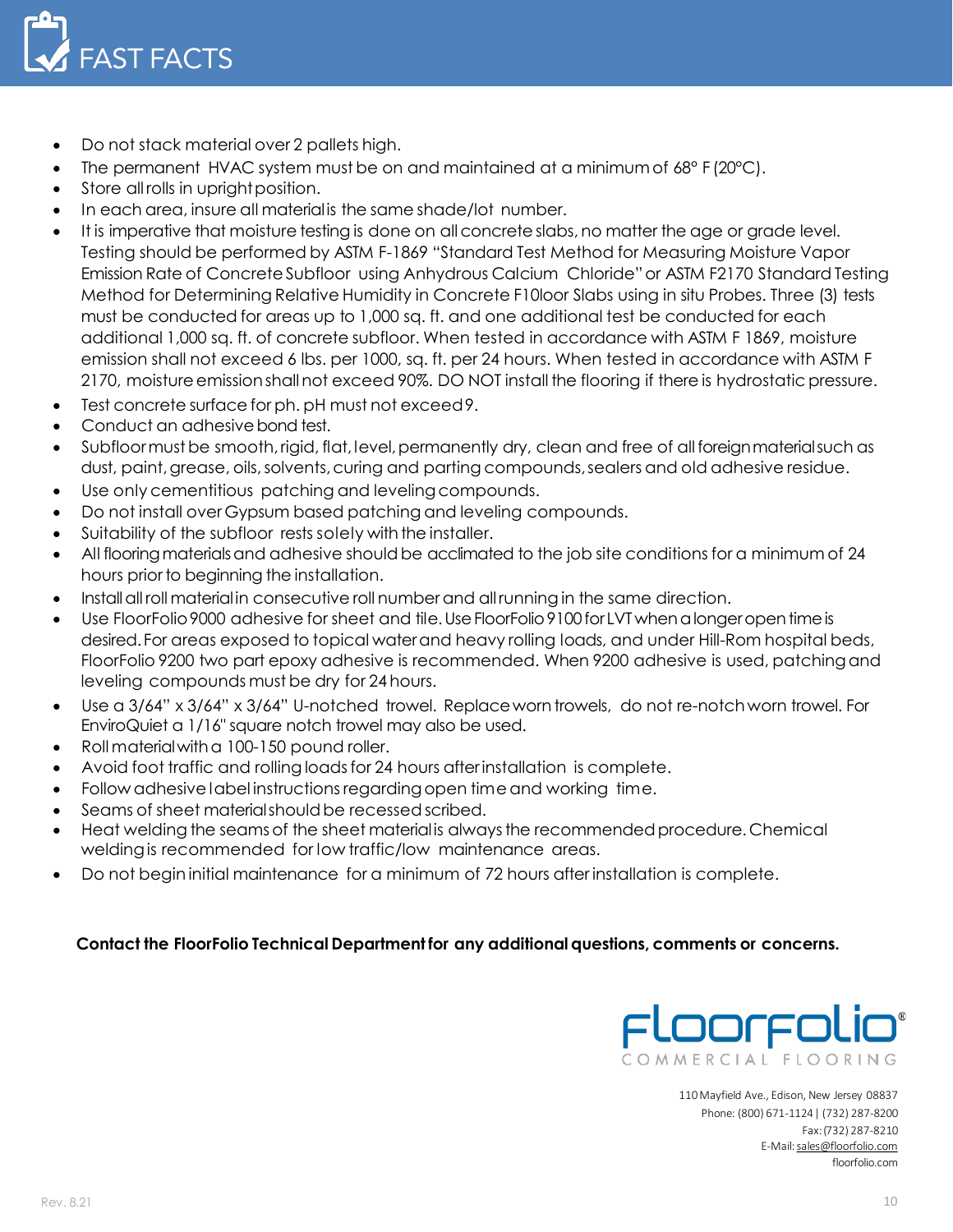# FAST FACTS

- Do not stack material over 2 pallets high.
- The permanent HVAC system must be on and maintained at a minimum of 68° F (20°C).
- Store all rolls in upright position.
- In each area, insure all material is the same shade/lot number.
- It is imperative that moisture testing is done on all concrete slabs, no matter the age or grade level. Testing should be performed by ASTM F-1869 "Standard Test Method for Measuring Moisture Vapor Emission Rate of Concrete Subfloor using Anhydrous Calcium Chloride" or ASTM F2170 Standard Testing Method for Determining Relative Humidity in Concrete F10loor Slabs using in situ Probes. Three (3) tests must be conducted for areas up to 1,000 sq. ft. and one additional test be conducted for each additional 1,000 sq. ft. of concrete subfloor. When tested in accordance with ASTM F 1869, moisture emission shall not exceed 6 lbs. per 1000, sq. ft. per 24 hours. When tested in accordance with ASTM F 2170, moisture emission shall not exceed 90%. DO NOT install the flooring if there is hydrostatic pressure.
- Test concrete surface for ph. pH must not exceed 9.
- Conduct an adhesive bond test.
- Subfloor must be smooth, rigid, flat, level, permanently dry, clean and free of all foreign material such as dust, paint, grease, oils, solvents, curing and parting compounds, sealers and old adhesive residue.
- Use only cementitious patching and leveling compounds.
- Do not install over Gypsum based patching and leveling compounds.
- Suitability of the subfloor rests solely with the installer.
- All flooring materials and adhesive should be acclimated to the job site conditions for a minimum of 24 hours prior to beginning the installation.
- Install all roll material in consecutive roll number and all running in the same direction.
- Use FloorFolio 9000 adhesive for sheet and tile. Use FloorFolio 9100 for LVT when a longer open time is desired. For areas exposed to topical water and heavy rolling loads, and under Hill-Rom hospital beds, FloorFolio 9200 two part epoxy adhesive is recommended. When 9200 adhesive is used, patching and leveling compounds must be dry for 24 hours.
- Use a 3/64" x 3/64" x 3/64" U-notched trowel. Replace worn trowels, do not re-notch worn trowel. For EnviroQuiet a 1/16" square notch trowel may also be used.
- Roll material with a 100-150 pound roller.
- Avoid foot traffic and rolling loads for 24 hours after installation is complete.
- Follow adhesive label instructions regarding open time and working time.
- Seams of sheet material should be recessed scribed.
- Heat welding the seams of the sheet material is always the recommended procedure. Chemical welding is recommended for low traffic/low maintenance areas.
- Do not begin initial maintenance for a minimum of 72 hours after installation is complete.

**Contact the FloorFolio Technical Department for any additional questions, comments or concerns.**

FloorFolio®
COMMERCIAL FLOORING

110 Mayfield Ave., Edison, New Jersey 08837
Phone: (800) 671-1124 | (732) 287-8200
Fax: (732) 287-8210
E-Mail: sales@floorfolio.com
floorfolio.com

Rev. 8.21